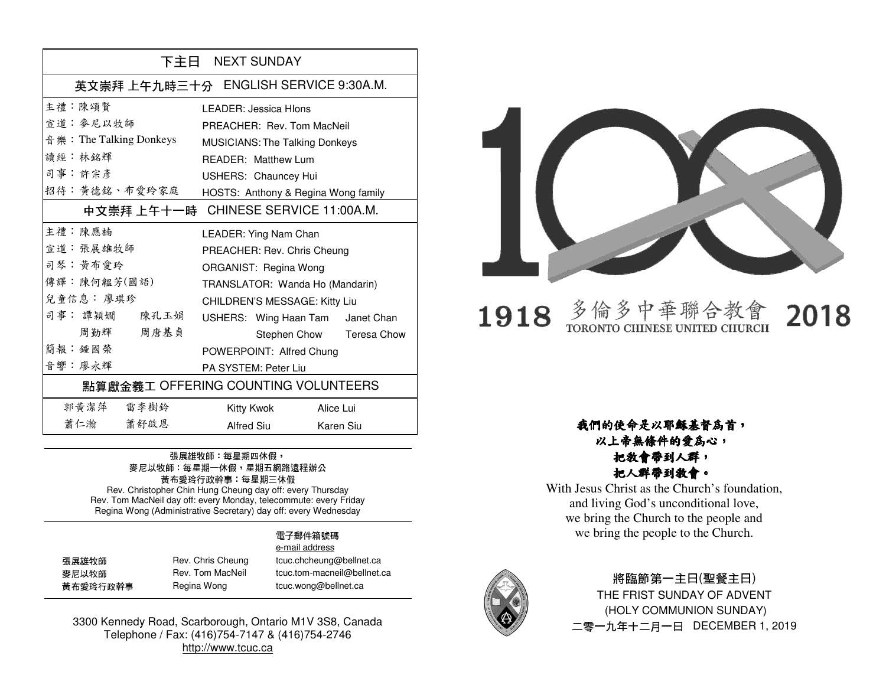| 下主日 NEXT SUNDAY | |
|---|---|
| **英文崇拜 上午九時三十分 ENGLISH SERVICE 9:30A.M.** | |
| 主禮：陳頌賢 | LEADER: Jessica Hlons |
| 宣道：麥尼以牧師 | PREACHER: Rev. Tom MacNeil |
| 音樂：The Talking Donkeys | MUSICIANS: The Talking Donkeys |
| 讀經：林銘輝 | READER: Matthew Lum |
| 司事：許宗彥 | USHERS: Chauncey Hui |
| 招待：黃德銘、布愛玲家庭 | HOSTS: Anthony & Regina Wong family |
| **中文崇拜 上午十一時 CHINESE SERVICE 11:00A.M.** | |
| 主禮：陳應楠 | LEADER: Ying Nam Chan |
| 宣道：張展雄牧師 | PREACHER: Rev. Chris Cheung |
| 司琴：黃布愛玲 | ORGANIST: Regina Wong |
| 傳譯：陳何韞芳(國語) | TRANSLATOR: Wanda Ho (Mandarin) |
| 兒童信息：廖琪珍 | CHILDREN'S MESSAGE: Kitty Liu |
| 司事：譚穎嫺 陳孔玉娟 周勤輝 周唐基貞 | USHERS: Wing Haan Tam, Janet Chan, Stephen Chow, Teresa Chow |
| 簡報：鍾國榮 | POWERPOINT: Alfred Chung |
| 音響：廖永輝 | PA SYSTEM: Peter Liu |
| **點算獻金義工 OFFERING COUNTING VOLUNTEERS** | |
| 郭黃潔萍 雷李樹鈴 | Kitty Kwok, Alice Lui |
| 蕭仁瀚 蕭舒啟恩 | Alfred Siu, Karen Siu |

張展雄牧師：每星期四休假，
麥尼以牧師：每星期一休假，星期五網路遠程辦公
黃布愛玲行政幹事：每星期三休假
Rev. Christopher Chin Hung Cheung day off: every Thursday
Rev. Tom MacNeil day off: every Monday, telecommute: every Friday
Regina Wong (Administrative Secretary) day off: every Wednesday

| | | 電子郵件箱號碼 e-mail address |
|---|---|---|
| 張展雄牧師 | Rev. Chris Cheung | tcuc.chcheung@bellnet.ca |
| 麥尼以牧師 | Rev. Tom MacNeil | tcuc.tom-macneil@bellnet.ca |
| 黃布愛玲行政幹事 | Regina Wong | tcuc.wong@bellnet.ca |

3300 Kennedy Road, Scarborough, Ontario M1V 3S8, Canada
Telephone / Fax: (416)754-7147 & (416)754-2746
http://www.tcuc.ca

# 1918 多倫多中華聯合教會 TORONTO CHINESE UNITED CHURCH 2018

***我們的使命是以耶穌基督為首，***
***以上帝無條件的愛為心，***
***把教會帶到人群，***
***把人群帶到教會。***

With Jesus Christ as the Church's foundation,
and living God's unconditional love,
we bring the Church to the people and
we bring the people to the Church.

將臨節第一主日(聖餐主日)
THE FRIST SUNDAY OF ADVENT
(HOLY COMMUNION SUNDAY)
二零一九年十二月一日 DECEMBER 1, 2019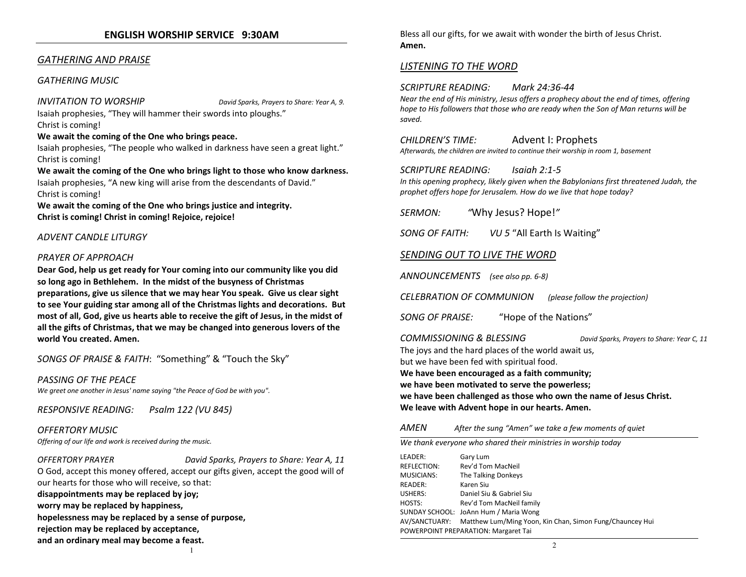## ENGLISH WORSHIP SERVICE 9:30AM

### *GATHERING AND PRAISE*

*GATHERING MUSIC*

*INVITATION TO WORSHIP* *David Sparks, Prayers to Share: Year A, 9.*

Isaiah prophesies, "They will hammer their swords into ploughs."
Christ is coming!
**We await the coming of the One who brings peace.**
Isaiah prophesies, "The people who walked in darkness have seen a great light."
Christ is coming!
**We await the coming of the One who brings light to those who know darkness.**
Isaiah prophesies, "A new king will arise from the descendants of David."
Christ is coming!
**We await the coming of the One who brings justice and integrity.**
**Christ is coming! Christ in coming! Rejoice, rejoice!**

*ADVENT CANDLE LITURGY*

*PRAYER OF APPROACH*

**Dear God, help us get ready for Your coming into our community like you did so long ago in Bethlehem. In the midst of the busyness of Christmas preparations, give us silence that we may hear You speak. Give us clear sight to see Your guiding star among all of the Christmas lights and decorations. But most of all, God, give us hearts able to receive the gift of Jesus, in the midst of all the gifts of Christmas, that we may be changed into generous lovers of the world You created. Amen.**

*SONGS OF PRAISE & FAITH*: "Something" & "Touch the Sky"

*PASSING OF THE PEACE*
*We greet one another in Jesus' name saying "the Peace of God be with you".*

*RESPONSIVE READING: Psalm 122 (VU 845)*

*OFFERTORY MUSIC*
*Offering of our life and work is received during the music.*

*OFFERTORY PRAYER* *David Sparks, Prayers to Share: Year A, 11*

O God, accept this money offered, accept our gifts given, accept the good will of our hearts for those who will receive, so that:
**disappointments may be replaced by joy;**
**worry may be replaced by happiness,**
**hopelessness may be replaced by a sense of purpose,**
**rejection may be replaced by acceptance,**
**and an ordinary meal may become a feast.**
Bless all our gifts, for we await with wonder the birth of Jesus Christ.
**Amen.**

### *LISTENING TO THE WORD*

*SCRIPTURE READING: Mark 24:36-44*
*Near the end of His ministry, Jesus offers a prophecy about the end of times, offering hope to His followers that those who are ready when the Son of Man returns will be saved.*

*CHILDREN'S TIME:* Advent I: Prophets
*Afterwards, the children are invited to continue their worship in room 1, basement*

*SCRIPTURE READING: Isaiah 2:1-5*
*In this opening prophecy, likely given when the Babylonians first threatened Judah, the prophet offers hope for Jerusalem. How do we live that hope today?*

*SERMON:* "Why Jesus? Hope!"

*SONG OF FAITH: VU 5* "All Earth Is Waiting"

### *SENDING OUT TO LIVE THE WORD*

*ANNOUNCEMENTS (see also pp. 6-8)*

*CELEBRATION OF COMMUNION (please follow the projection)*

*SONG OF PRAISE:* "Hope of the Nations"

*COMMISSIONING & BLESSING* *David Sparks, Prayers to Share: Year C, 11*

The joys and the hard places of the world await us,
but we have been fed with spiritual food.
**We have been encouraged as a faith community;**
**we have been motivated to serve the powerless;**
**we have been challenged as those who own the name of Jesus Christ.**
**We leave with Advent hope in our hearts. Amen.**

*AMEN* *After the sung "Amen" we take a few moments of quiet*

*We thank everyone who shared their ministries in worship today*

LEADER: Gary Lum
REFLECTION: Rev'd Tom MacNeil
MUSICIANS: The Talking Donkeys
READER: Karen Siu
USHERS: Daniel Siu & Gabriel Siu
HOSTS: Rev'd Tom MacNeil family
SUNDAY SCHOOL: JoAnn Hum / Maria Wong
AV/SANCTUARY: Matthew Lum/Ming Yoon, Kin Chan, Simon Fung/Chauncey Hui
POWERPOINT PREPARATION: Margaret Tai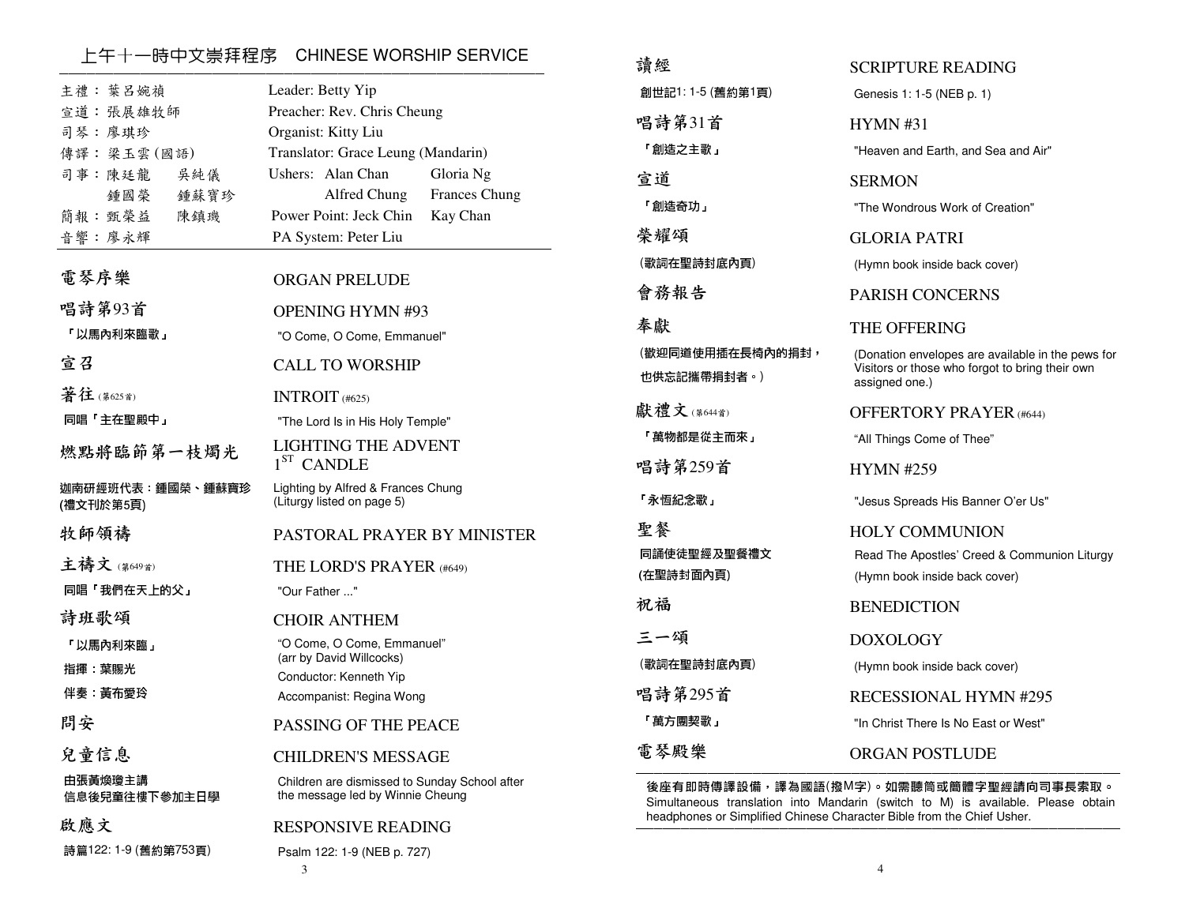## 上午十一時中文崇拜程序　CHINESE WORSHIP SERVICE

| | |
|---|---|
| 主禮：葉呂婉禎 | Leader: Betty Yip |
| 宣道：張展雄牧師 | Preacher: Rev. Chris Cheung |
| 司琴：廖琪珍 | Organist: Kitty Liu |
| 傳譯：梁玉雲(國語) | Translator: Grace Leung (Mandarin) |
| 司事：陳廷龍　吳純儀　鍾國榮　鍾蘇寶珍 | Ushers: Alan Chan, Gloria Ng, Alfred Chung, Frances Chung |
| 簡報：甄榮益　陳鎮璣 | Power Point: Jeck Chin, Kay Chan |
| 音響：廖永輝 | PA System: Peter Liu |

**電琴序樂** — ORGAN PRELUDE

**唱詩第93首** — OPENING HYMN #93
「以馬內利來臨歌」 "O Come, O Come, Emmanuel"

**宣召** — CALL TO WORSHIP

**著往**(第625首) — INTROIT (#625)
同唱「主在聖殿中」 "The Lord Is in His Holy Temple"

**燃點將臨節第一枝燭光** — LIGHTING THE ADVENT 1ST CANDLE
迦南研經班代表：鍾國榮、鍾蘇寶珍 (禮文刊於第5頁)
Lighting by Alfred & Frances Chung (Liturgy listed on page 5)

**牧師領禱** — PASTORAL PRAYER BY MINISTER

**主禱文**(第649首) — THE LORD'S PRAYER (#649)
同唱「我們在天上的父」 "Our Father ..."

**詩班歌頌** — CHOIR ANTHEM
「以馬內利來臨」 "O Come, O Come, Emmanuel" (arr by David Willcocks)
指揮：葉賜光 Conductor: Kenneth Yip
伴奏：黃布愛玲 Accompanist: Regina Wong

**問安** — PASSING OF THE PEACE

**兒童信息** — CHILDREN'S MESSAGE
由張黃煥瓊主講 信息後兒童往樓下參加主日學
Children are dismissed to Sunday School after the message led by Winnie Cheung

**啟應文** — RESPONSIVE READING
詩篇122: 1-9 (舊約第753頁) Psalm 122: 1-9 (NEB p. 727)

**讀經** — SCRIPTURE READING
創世記1: 1-5 (舊約第1頁) Genesis 1: 1-5 (NEB p. 1)

**唱詩第31首** — HYMN #31
「創造之主歌」 "Heaven and Earth, and Sea and Air"

**宣道** — SERMON
「創造奇功」 "The Wondrous Work of Creation"

**榮耀頌** — GLORIA PATRI
(歌詞在聖詩封底內頁) (Hymn book inside back cover)

**會務報告** — PARISH CONCERNS

**奉獻** — THE OFFERING
(歡迎同道使用插在長椅內的捐封，也供忘記攜帶捐封者。)
(Donation envelopes are available in the pews for Visitors or those who forgot to bring their own assigned one.)

**獻禮文**(第644首) — OFFERTORY PRAYER (#644)
「萬物都是從主而來」 "All Things Come of Thee"

**唱詩第259首** — HYMN #259
「永恆紀念歌」 "Jesus Spreads His Banner O'er Us"

**聖餐** — HOLY COMMUNION
同誦使徒聖經及聖餐禮文 (在聖詩封面內頁)
Read The Apostles' Creed & Communion Liturgy (Hymn book inside back cover)

**祝福** — BENEDICTION

**三一頌** — DOXOLOGY
(歌詞在聖詩封底內頁) (Hymn book inside back cover)

**唱詩第295首** — RECESSIONAL HYMN #295
「萬方團契歌」 "In Christ There Is No East or West"

**電琴殿樂** — ORGAN POSTLUDE

---

**後座有即時傳譯設備，譯為國語(撥M字)。如需聽筒或簡體字聖經請向司事長索取。**
Simultaneous translation into Mandarin (switch to M) is available. Please obtain headphones or Simplified Chinese Character Bible from the Chief Usher.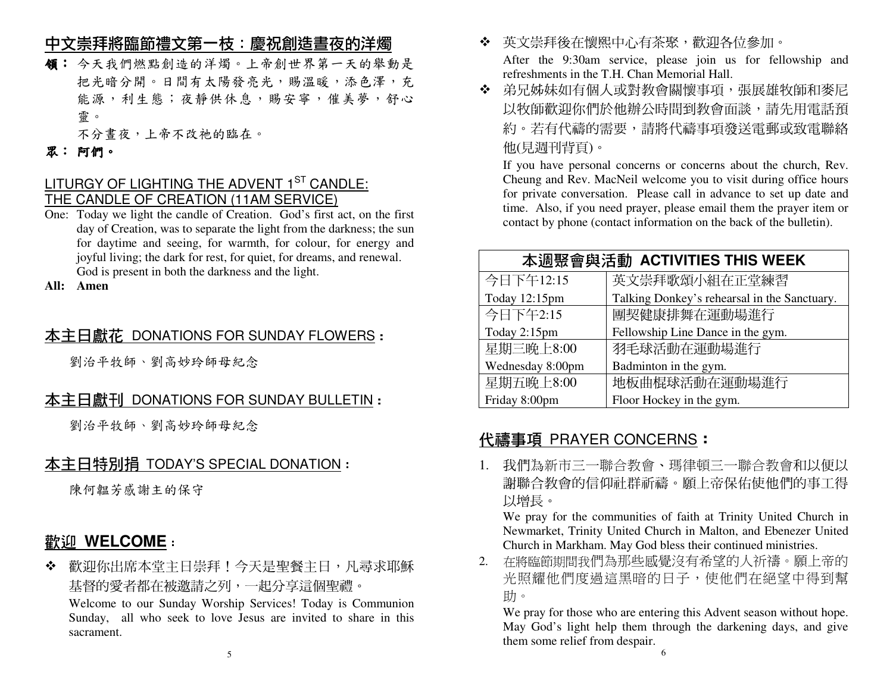## 中文崇拜將臨節禮文第一枝：慶祝創造晝夜的洋燭

**領：** 今天我們燃點創造的洋燭。上帝創世界第一天的舉動是把光暗分開。日間有太陽發亮光，賜溫暖，添色澤，充能源，利生態；夜靜供休息，賜安寧，催美夢，舒心靈。

不分晝夜，上帝不改祂的臨在。

**眾： 阿們。**

## LITURGY OF LIGHTING THE ADVENT 1ST CANDLE: THE CANDLE OF CREATION (11AM SERVICE)

One: Today we light the candle of Creation. God's first act, on the first day of Creation, was to separate the light from the darkness; the sun for daytime and seeing, for warmth, for colour, for energy and joyful living; the dark for rest, for quiet, for dreams, and renewal. God is present in both the darkness and the light.

**All: Amen**

## 本主日獻花 DONATIONS FOR SUNDAY FLOWERS：

劉治平牧師、劉高妙玲師母紀念

## 本主日獻刊 DONATIONS FOR SUNDAY BULLETIN：

劉治平牧師、劉高妙玲師母紀念

## 本主日特別捐 TODAY'S SPECIAL DONATION：

陳何韞芳感謝主的保守

## 歡迎 WELCOME：

❖ 歡迎你出席本堂主日崇拜！今天是聖餐主日，凡尋求耶穌基督的愛者都在被邀請之列，一起分享這個聖禮。

Welcome to our Sunday Worship Services! Today is Communion Sunday, all who seek to love Jesus are invited to share in this sacrament.

❖ 英文崇拜後在懷熙中心有茶聚，歡迎各位參加。

After the 9:30am service, please join us for fellowship and refreshments in the T.H. Chan Memorial Hall.

❖ 弟兄姊妹如有個人或對教會關懷事項，張展雄牧師和麥尼以牧師歡迎你們於他辦公時間到教會面談，請先用電話預約。若有代禱的需要，請將代禱事項發送電郵或致電聯絡他(見週刊背頁)。

If you have personal concerns or concerns about the church, Rev. Cheung and Rev. MacNeil welcome you to visit during office hours for private conversation. Please call in advance to set up date and time. Also, if you need prayer, please email them the prayer item or contact by phone (contact information on the back of the bulletin).

| 本週聚會與活動 ACTIVITIES THIS WEEK | |
|---|---|
| 今日下午12:15<br>Today 12:15pm | 英文崇拜歌頌小組在正堂練習<br>Talking Donkey's rehearsal in the Sanctuary. |
| 今日下午2:15<br>Today 2:15pm | 團契健康排舞在運動場進行<br>Fellowship Line Dance in the gym. |
| 星期三晚上8:00<br>Wednesday 8:00pm | 羽毛球活動在運動場進行<br>Badminton in the gym. |
| 星期五晚上8:00<br>Friday 8:00pm | 地板曲棍球活動在運動場進行<br>Floor Hockey in the gym. |

## 代禱事項 PRAYER CONCERNS：

1. 我們為新市三一聯合教會、瑪律頓三一聯合教會和以便以謝聯合教會的信仰社群祈禱。願上帝保佑使他們的事工得以增長。

   We pray for the communities of faith at Trinity United Church in Newmarket, Trinity United Church in Malton, and Ebenezer United Church in Markham. May God bless their continued ministries.

2. 在將臨節期間我們為那些感覺沒有希望的人祈禱。願上帝的光照耀他們度過這黑暗的日子，使他們在絕望中得到幫助。

   We pray for those who are entering this Advent season without hope. May God's light help them through the darkening days, and give them some relief from despair.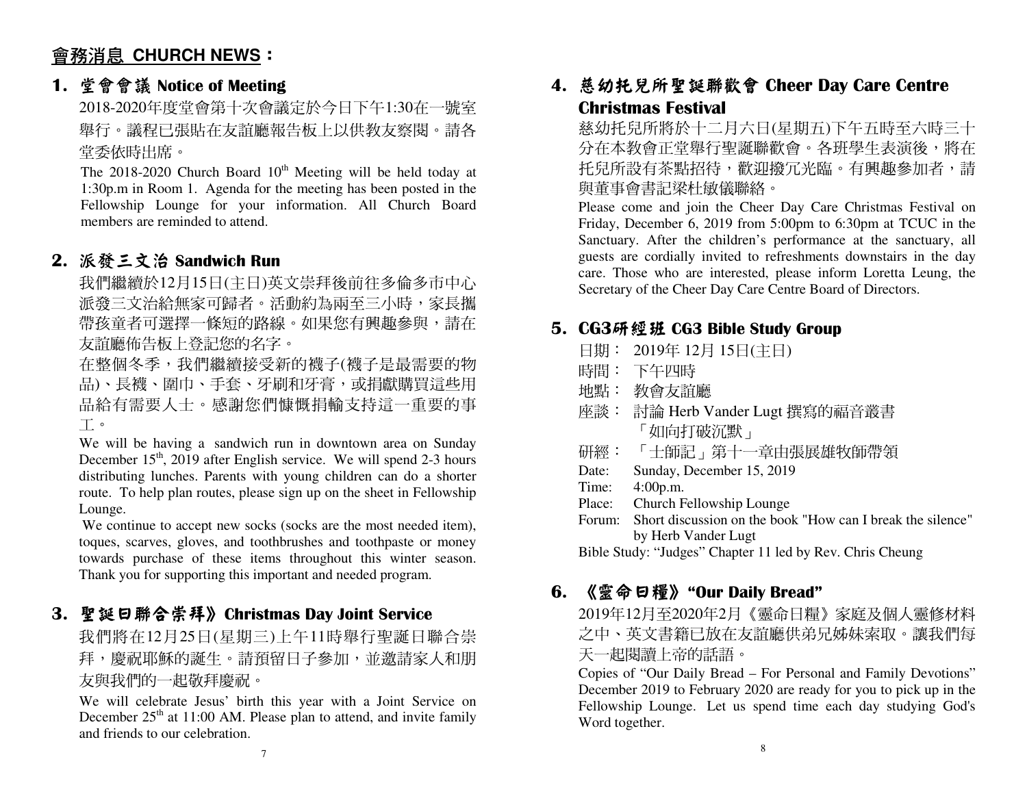## 會務消息 CHURCH NEWS：

### 1. 堂會會議 Notice of Meeting

2018-2020年度堂會第十次會議定於今日下午1:30在一號室舉行。議程已張貼在友誼廳報告板上以供教友察閱。請各堂委依時出席。

The 2018-2020 Church Board 10th Meeting will be held today at 1:30p.m in Room 1. Agenda for the meeting has been posted in the Fellowship Lounge for your information. All Church Board members are reminded to attend.

### 2. 派發三文治 Sandwich Run

我們繼續於12月15日(主日)英文崇拜後前往多倫多市中心派發三文治給無家可歸者。活動約為兩至三小時，家長攜帶孩童者可選擇一條短的路線。如果您有興趣參與，請在友誼廳佈告板上登記您的名字。

在整個冬季，我們繼續接受新的襪子(襪子是最需要的物品)、長襪、圍巾、手套、牙刷和牙膏，或捐獻購買這些用品給有需要人士。感謝您們慷慨捐輸支持這一重要的事工。

We will be having a sandwich run in downtown area on Sunday December 15th, 2019 after English service. We will spend 2-3 hours distributing lunches. Parents with young children can do a shorter route. To help plan routes, please sign up on the sheet in Fellowship Lounge.

We continue to accept new socks (socks are the most needed item), toques, scarves, gloves, and toothbrushes and toothpaste or money towards purchase of these items throughout this winter season. Thank you for supporting this important and needed program.

### 3. 聖誕日聯合崇拜》Christmas Day Joint Service

我們將在12月25日(星期三)上午11時舉行聖誕日聯合崇拜，慶祝耶穌的誕生。請預留日子參加，並邀請家人和朋友與我們的一起敬拜慶祝。

We will celebrate Jesus' birth this year with a Joint Service on December 25th at 11:00 AM. Please plan to attend, and invite family and friends to our celebration.

### 4. 慈幼托兒所聖誕聯歡會 Cheer Day Care Centre Christmas Festival

慈幼托兒所將於十二月六日(星期五)下午五時至六時三十分在本教會正堂舉行聖誕聯歡會。各班學生表演後，將在托兒所設有茶點招待，歡迎撥冗光臨。有興趣參加者，請與董事會書記梁杜敏儀聯絡。

Please come and join the Cheer Day Care Christmas Festival on Friday, December 6, 2019 from 5:00pm to 6:30pm at TCUC in the Sanctuary. After the children's performance at the sanctuary, all guests are cordially invited to refreshments downstairs in the day care. Those who are interested, please inform Loretta Leung, the Secretary of the Cheer Day Care Centre Board of Directors.

### 5. CG3研經班 CG3 Bible Study Group

日期： 2019年 12月 15日(主日)
時間： 下午四時
地點： 教會友誼廳
座談： 討論 Herb Vander Lugt 撰寫的福音叢書「如向打破沉默」
研經： 「士師記」第十一章由張展雄牧師帶領

Date: Sunday, December 15, 2019
Time: 4:00p.m.
Place: Church Fellowship Lounge
Forum: Short discussion on the book "How can I break the silence" by Herb Vander Lugt
Bible Study: "Judges" Chapter 11 led by Rev. Chris Cheung

### 6. 《靈命日糧》"Our Daily Bread"

2019年12月至2020年2月《靈命日糧》家庭及個人靈修材料之中、英文書籍已放在友誼廳供弟兄姊妹索取。讓我們每天一起閱讀上帝的話語。

Copies of "Our Daily Bread – For Personal and Family Devotions" December 2019 to February 2020 are ready for you to pick up in the Fellowship Lounge. Let us spend time each day studying God's Word together.